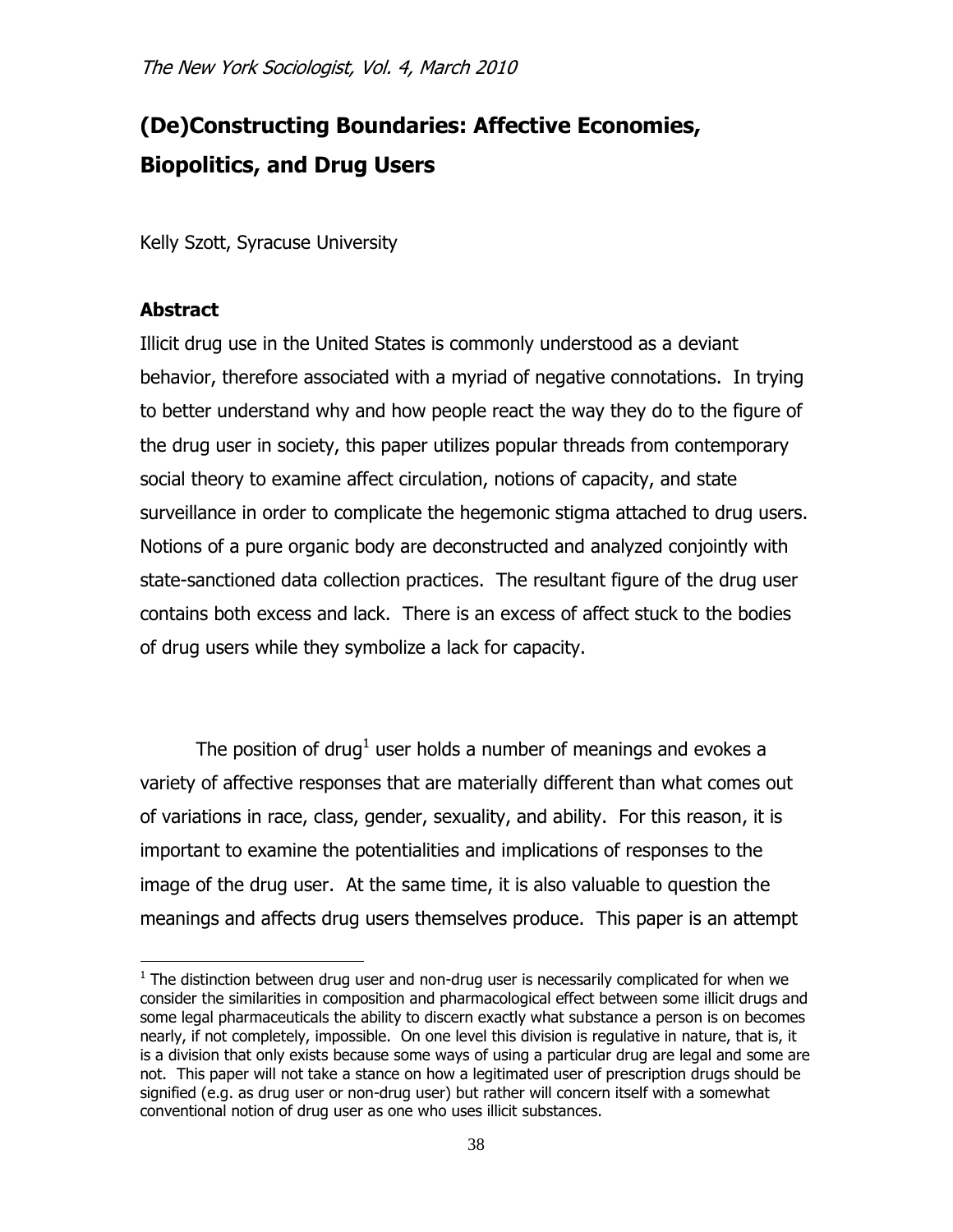# (De)Constructing Boundaries: Affective Economies, Biopolitics, and Drug Users

Kelly Szott, Syracuse University

## Abstract

Illicit drug use in the United States is commonly understood as a deviant behavior, therefore associated with a myriad of negative connotations. In trying to better understand why and how people react the way they do to the figure of the drug user in society, this paper utilizes popular threads from contemporary social theory to examine affect circulation, notions of capacity, and state surveillance in order to complicate the hegemonic stigma attached to drug users. Notions of a pure organic body are deconstructed and analyzed conjointly with state-sanctioned data collection practices. The resultant figure of the drug user contains both excess and lack. There is an excess of affect stuck to the bodies of drug users while they symbolize a lack for capacity.

The position of drug[1] user holds a number of meanings and evokes a variety of affective responses that are materially different than what comes out of variations in race, class, gender, sexuality, and ability. For this reason, it is important to examine the potentialities and implications of responses to the image of the drug user. At the same time, it is also valuable to question the meanings and affects drug users themselves produce. This paper is an attempt

[1] The distinction between drug user and non-drug user is necessarily complicated for when we consider the similarities in composition and pharmacological effect between some illicit drugs and some legal pharmaceuticals the ability to discern exactly what substance a person is on becomes nearly, if not completely, impossible. On one level this division is regulative in nature, that is, it is a division that only exists because some ways of using a particular drug are legal and some are not. This paper will not take a stance on how a legitimated user of prescription drugs should be signified (e.g. as drug user or non-drug user) but rather will concern itself with a somewhat conventional notion of drug user as one who uses illicit substances.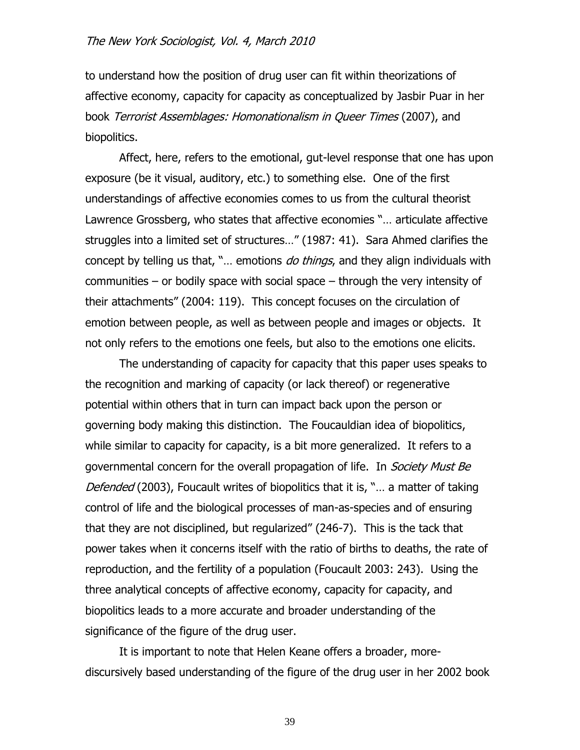to understand how the position of drug user can fit within theorizations of affective economy, capacity for capacity as conceptualized by Jasbir Puar in her book *Terrorist Assemblages: Homonationalism in Queer Times* (2007), and biopolitics.

Affect, here, refers to the emotional, gut-level response that one has upon exposure (be it visual, auditory, etc.) to something else. One of the first understandings of affective economies comes to us from the cultural theorist Lawrence Grossberg, who states that affective economies "… articulate affective struggles into a limited set of structures…" (1987: 41). Sara Ahmed clarifies the concept by telling us that, "… emotions *do things*, and they align individuals with communities – or bodily space with social space – through the very intensity of their attachments" (2004: 119). This concept focuses on the circulation of emotion between people, as well as between people and images or objects. It not only refers to the emotions one feels, but also to the emotions one elicits.

The understanding of capacity for capacity that this paper uses speaks to the recognition and marking of capacity (or lack thereof) or regenerative potential within others that in turn can impact back upon the person or governing body making this distinction. The Foucauldian idea of biopolitics, while similar to capacity for capacity, is a bit more generalized. It refers to a governmental concern for the overall propagation of life. In *Society Must Be Defended* (2003), Foucault writes of biopolitics that it is, "… a matter of taking control of life and the biological processes of man-as-species and of ensuring that they are not disciplined, but regularized" (246-7). This is the tack that power takes when it concerns itself with the ratio of births to deaths, the rate of reproduction, and the fertility of a population (Foucault 2003: 243). Using the three analytical concepts of affective economy, capacity for capacity, and biopolitics leads to a more accurate and broader understanding of the significance of the figure of the drug user.

It is important to note that Helen Keane offers a broader, more-discursively based understanding of the figure of the drug user in her 2002 book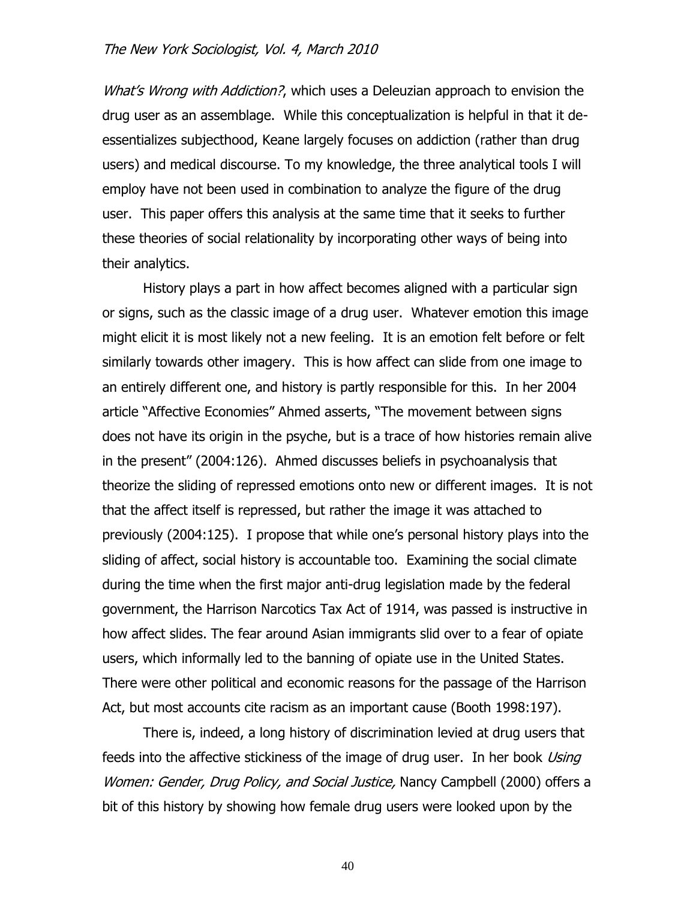*What's Wrong with Addiction?*, which uses a Deleuzian approach to envision the drug user as an assemblage. While this conceptualization is helpful in that it de-essentializes subjecthood, Keane largely focuses on addiction (rather than drug users) and medical discourse. To my knowledge, the three analytical tools I will employ have not been used in combination to analyze the figure of the drug user. This paper offers this analysis at the same time that it seeks to further these theories of social relationality by incorporating other ways of being into their analytics.

History plays a part in how affect becomes aligned with a particular sign or signs, such as the classic image of a drug user. Whatever emotion this image might elicit it is most likely not a new feeling. It is an emotion felt before or felt similarly towards other imagery. This is how affect can slide from one image to an entirely different one, and history is partly responsible for this. In her 2004 article "Affective Economies" Ahmed asserts, "The movement between signs does not have its origin in the psyche, but is a trace of how histories remain alive in the present" (2004:126). Ahmed discusses beliefs in psychoanalysis that theorize the sliding of repressed emotions onto new or different images. It is not that the affect itself is repressed, but rather the image it was attached to previously (2004:125). I propose that while one's personal history plays into the sliding of affect, social history is accountable too. Examining the social climate during the time when the first major anti-drug legislation made by the federal government, the Harrison Narcotics Tax Act of 1914, was passed is instructive in how affect slides. The fear around Asian immigrants slid over to a fear of opiate users, which informally led to the banning of opiate use in the United States. There were other political and economic reasons for the passage of the Harrison Act, but most accounts cite racism as an important cause (Booth 1998:197).

There is, indeed, a long history of discrimination levied at drug users that feeds into the affective stickiness of the image of drug user. In her book *Using Women: Gender, Drug Policy, and Social Justice,* Nancy Campbell (2000) offers a bit of this history by showing how female drug users were looked upon by the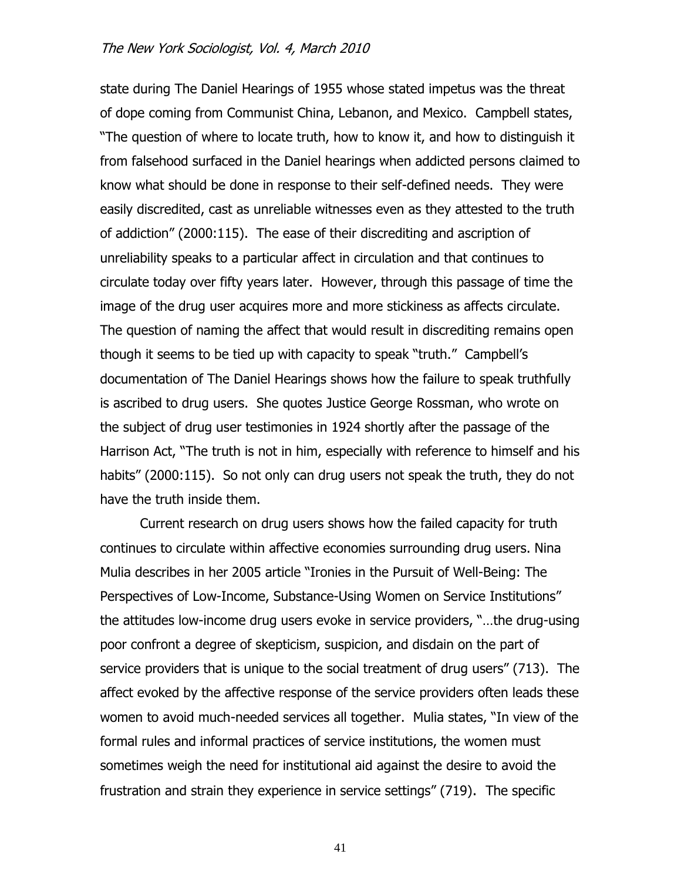state during The Daniel Hearings of 1955 whose stated impetus was the threat of dope coming from Communist China, Lebanon, and Mexico. Campbell states, "The question of where to locate truth, how to know it, and how to distinguish it from falsehood surfaced in the Daniel hearings when addicted persons claimed to know what should be done in response to their self-defined needs. They were easily discredited, cast as unreliable witnesses even as they attested to the truth of addiction" (2000:115). The ease of their discrediting and ascription of unreliability speaks to a particular affect in circulation and that continues to circulate today over fifty years later. However, through this passage of time the image of the drug user acquires more and more stickiness as affects circulate. The question of naming the affect that would result in discrediting remains open though it seems to be tied up with capacity to speak "truth." Campbell's documentation of The Daniel Hearings shows how the failure to speak truthfully is ascribed to drug users. She quotes Justice George Rossman, who wrote on the subject of drug user testimonies in 1924 shortly after the passage of the Harrison Act, "The truth is not in him, especially with reference to himself and his habits" (2000:115). So not only can drug users not speak the truth, they do not have the truth inside them.

Current research on drug users shows how the failed capacity for truth continues to circulate within affective economies surrounding drug users. Nina Mulia describes in her 2005 article "Ironies in the Pursuit of Well-Being: The Perspectives of Low-Income, Substance-Using Women on Service Institutions" the attitudes low-income drug users evoke in service providers, "…the drug-using poor confront a degree of skepticism, suspicion, and disdain on the part of service providers that is unique to the social treatment of drug users" (713). The affect evoked by the affective response of the service providers often leads these women to avoid much-needed services all together. Mulia states, "In view of the formal rules and informal practices of service institutions, the women must sometimes weigh the need for institutional aid against the desire to avoid the frustration and strain they experience in service settings" (719). The specific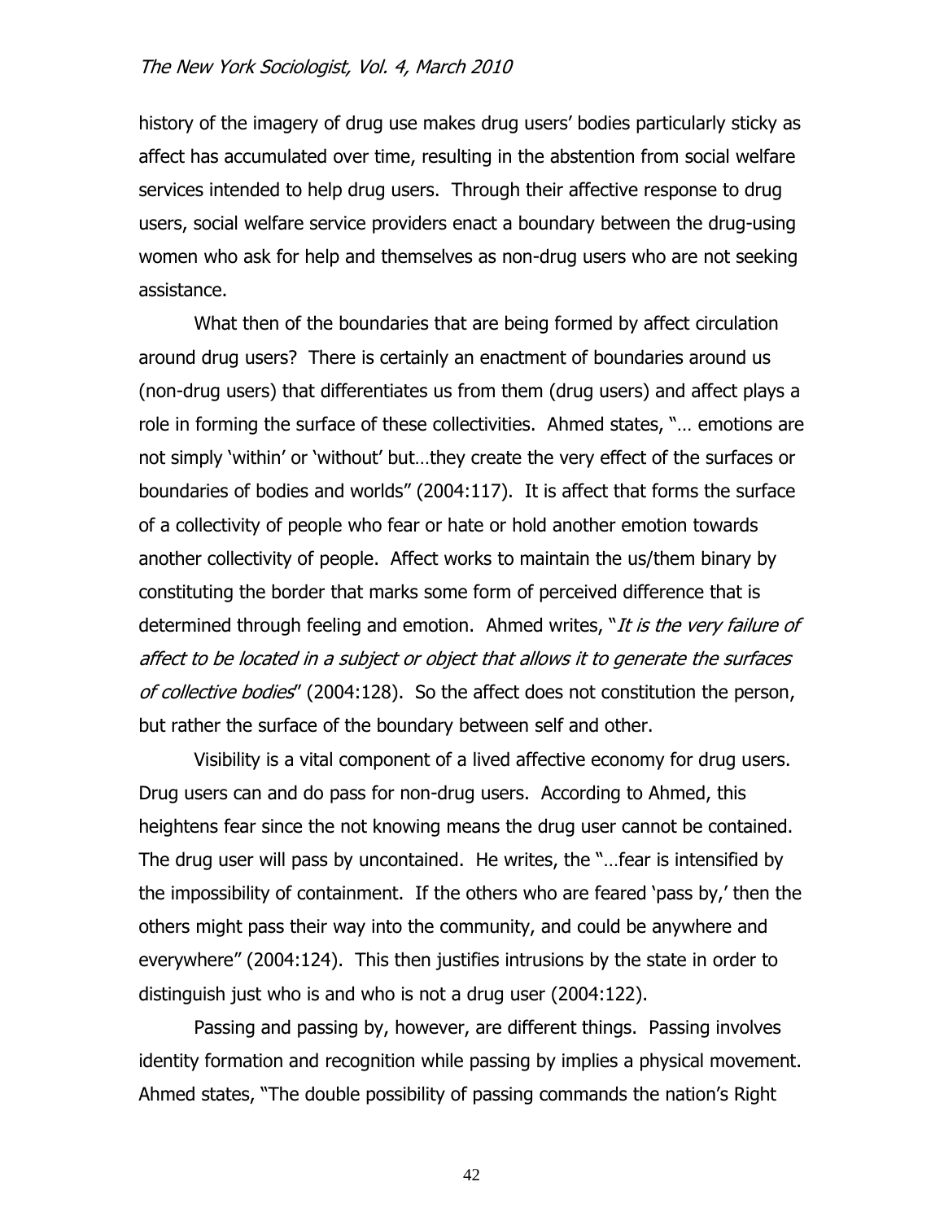history of the imagery of drug use makes drug users' bodies particularly sticky as affect has accumulated over time, resulting in the abstention from social welfare services intended to help drug users. Through their affective response to drug users, social welfare service providers enact a boundary between the drug-using women who ask for help and themselves as non-drug users who are not seeking assistance.

What then of the boundaries that are being formed by affect circulation around drug users? There is certainly an enactment of boundaries around us (non-drug users) that differentiates us from them (drug users) and affect plays a role in forming the surface of these collectivities. Ahmed states, "… emotions are not simply 'within' or 'without' but…they create the very effect of the surfaces or boundaries of bodies and worlds" (2004:117). It is affect that forms the surface of a collectivity of people who fear or hate or hold another emotion towards another collectivity of people. Affect works to maintain the us/them binary by constituting the border that marks some form of perceived difference that is determined through feeling and emotion. Ahmed writes, "*It is the very failure of affect to be located in a subject or object that allows it to generate the surfaces of collective bodies*" (2004:128). So the affect does not constitution the person, but rather the surface of the boundary between self and other.

Visibility is a vital component of a lived affective economy for drug users. Drug users can and do pass for non-drug users. According to Ahmed, this heightens fear since the not knowing means the drug user cannot be contained. The drug user will pass by uncontained. He writes, the "…fear is intensified by the impossibility of containment. If the others who are feared 'pass by,' then the others might pass their way into the community, and could be anywhere and everywhere" (2004:124). This then justifies intrusions by the state in order to distinguish just who is and who is not a drug user (2004:122).

Passing and passing by, however, are different things. Passing involves identity formation and recognition while passing by implies a physical movement. Ahmed states, "The double possibility of passing commands the nation's Right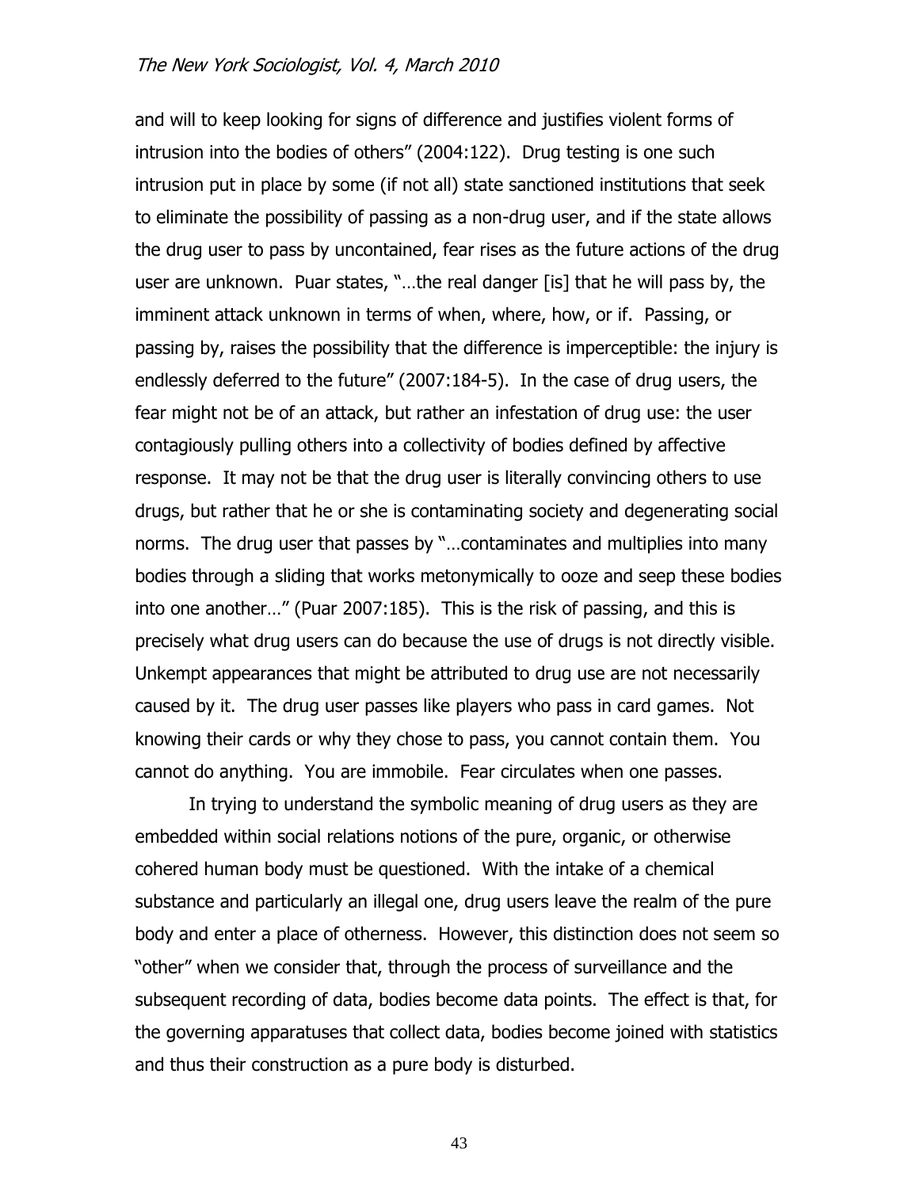and will to keep looking for signs of difference and justifies violent forms of intrusion into the bodies of others" (2004:122). Drug testing is one such intrusion put in place by some (if not all) state sanctioned institutions that seek to eliminate the possibility of passing as a non-drug user, and if the state allows the drug user to pass by uncontained, fear rises as the future actions of the drug user are unknown. Puar states, "…the real danger [is] that he will pass by, the imminent attack unknown in terms of when, where, how, or if. Passing, or passing by, raises the possibility that the difference is imperceptible: the injury is endlessly deferred to the future" (2007:184-5). In the case of drug users, the fear might not be of an attack, but rather an infestation of drug use: the user contagiously pulling others into a collectivity of bodies defined by affective response. It may not be that the drug user is literally convincing others to use drugs, but rather that he or she is contaminating society and degenerating social norms. The drug user that passes by "…contaminates and multiplies into many bodies through a sliding that works metonymically to ooze and seep these bodies into one another…" (Puar 2007:185). This is the risk of passing, and this is precisely what drug users can do because the use of drugs is not directly visible. Unkempt appearances that might be attributed to drug use are not necessarily caused by it. The drug user passes like players who pass in card games. Not knowing their cards or why they chose to pass, you cannot contain them. You cannot do anything. You are immobile. Fear circulates when one passes.

In trying to understand the symbolic meaning of drug users as they are embedded within social relations notions of the pure, organic, or otherwise cohered human body must be questioned. With the intake of a chemical substance and particularly an illegal one, drug users leave the realm of the pure body and enter a place of otherness. However, this distinction does not seem so "other" when we consider that, through the process of surveillance and the subsequent recording of data, bodies become data points. The effect is that, for the governing apparatuses that collect data, bodies become joined with statistics and thus their construction as a pure body is disturbed.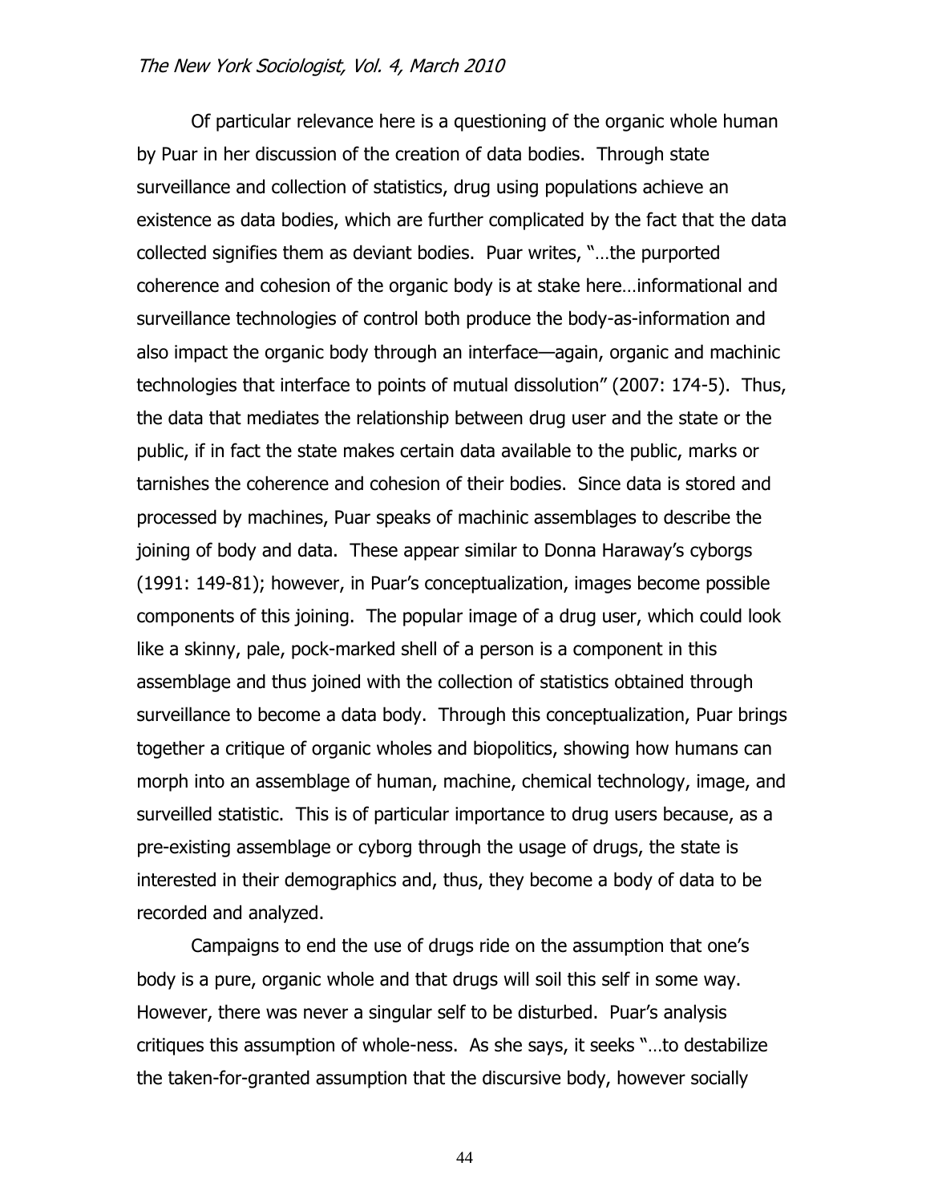Of particular relevance here is a questioning of the organic whole human by Puar in her discussion of the creation of data bodies. Through state surveillance and collection of statistics, drug using populations achieve an existence as data bodies, which are further complicated by the fact that the data collected signifies them as deviant bodies. Puar writes, "…the purported coherence and cohesion of the organic body is at stake here…informational and surveillance technologies of control both produce the body-as-information and also impact the organic body through an interface—again, organic and machinic technologies that interface to points of mutual dissolution" (2007: 174-5). Thus, the data that mediates the relationship between drug user and the state or the public, if in fact the state makes certain data available to the public, marks or tarnishes the coherence and cohesion of their bodies. Since data is stored and processed by machines, Puar speaks of machinic assemblages to describe the joining of body and data. These appear similar to Donna Haraway's cyborgs (1991: 149-81); however, in Puar's conceptualization, images become possible components of this joining. The popular image of a drug user, which could look like a skinny, pale, pock-marked shell of a person is a component in this assemblage and thus joined with the collection of statistics obtained through surveillance to become a data body. Through this conceptualization, Puar brings together a critique of organic wholes and biopolitics, showing how humans can morph into an assemblage of human, machine, chemical technology, image, and surveilled statistic. This is of particular importance to drug users because, as a pre-existing assemblage or cyborg through the usage of drugs, the state is interested in their demographics and, thus, they become a body of data to be recorded and analyzed.

Campaigns to end the use of drugs ride on the assumption that one's body is a pure, organic whole and that drugs will soil this self in some way. However, there was never a singular self to be disturbed. Puar's analysis critiques this assumption of whole-ness. As she says, it seeks "…to destabilize the taken-for-granted assumption that the discursive body, however socially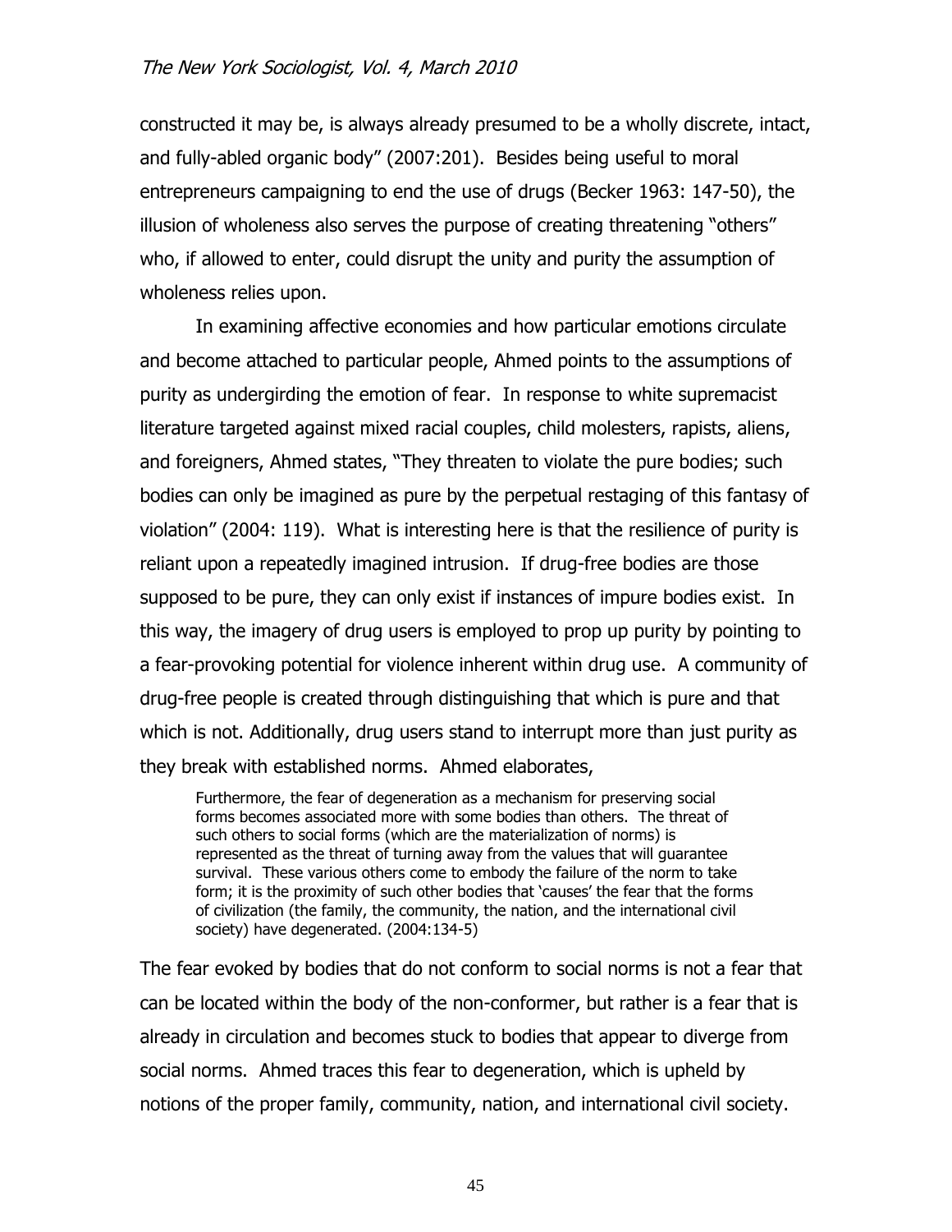constructed it may be, is always already presumed to be a wholly discrete, intact, and fully-abled organic body" (2007:201). Besides being useful to moral entrepreneurs campaigning to end the use of drugs (Becker 1963: 147-50), the illusion of wholeness also serves the purpose of creating threatening "others" who, if allowed to enter, could disrupt the unity and purity the assumption of wholeness relies upon.

In examining affective economies and how particular emotions circulate and become attached to particular people, Ahmed points to the assumptions of purity as undergirding the emotion of fear. In response to white supremacist literature targeted against mixed racial couples, child molesters, rapists, aliens, and foreigners, Ahmed states, "They threaten to violate the pure bodies; such bodies can only be imagined as pure by the perpetual restaging of this fantasy of violation" (2004: 119). What is interesting here is that the resilience of purity is reliant upon a repeatedly imagined intrusion. If drug-free bodies are those supposed to be pure, they can only exist if instances of impure bodies exist. In this way, the imagery of drug users is employed to prop up purity by pointing to a fear-provoking potential for violence inherent within drug use. A community of drug-free people is created through distinguishing that which is pure and that which is not. Additionally, drug users stand to interrupt more than just purity as they break with established norms. Ahmed elaborates,

> Furthermore, the fear of degeneration as a mechanism for preserving social forms becomes associated more with some bodies than others. The threat of such others to social forms (which are the materialization of norms) is represented as the threat of turning away from the values that will guarantee survival. These various others come to embody the failure of the norm to take form; it is the proximity of such other bodies that 'causes' the fear that the forms of civilization (the family, the community, the nation, and the international civil society) have degenerated. (2004:134-5)

The fear evoked by bodies that do not conform to social norms is not a fear that can be located within the body of the non-conformer, but rather is a fear that is already in circulation and becomes stuck to bodies that appear to diverge from social norms. Ahmed traces this fear to degeneration, which is upheld by notions of the proper family, community, nation, and international civil society.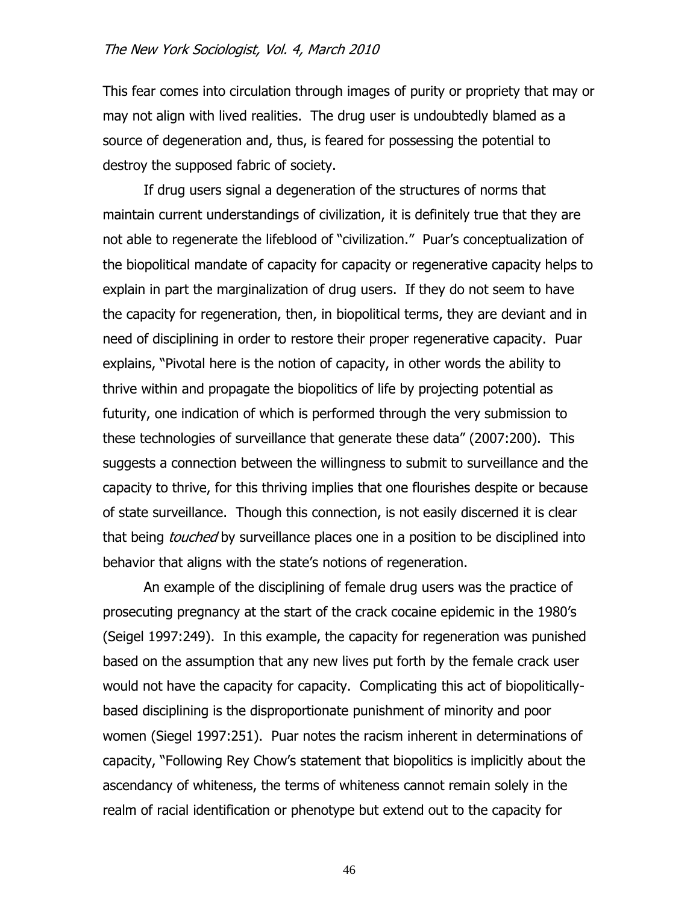This fear comes into circulation through images of purity or propriety that may or may not align with lived realities. The drug user is undoubtedly blamed as a source of degeneration and, thus, is feared for possessing the potential to destroy the supposed fabric of society.

If drug users signal a degeneration of the structures of norms that maintain current understandings of civilization, it is definitely true that they are not able to regenerate the lifeblood of "civilization." Puar's conceptualization of the biopolitical mandate of capacity for capacity or regenerative capacity helps to explain in part the marginalization of drug users. If they do not seem to have the capacity for regeneration, then, in biopolitical terms, they are deviant and in need of disciplining in order to restore their proper regenerative capacity. Puar explains, "Pivotal here is the notion of capacity, in other words the ability to thrive within and propagate the biopolitics of life by projecting potential as futurity, one indication of which is performed through the very submission to these technologies of surveillance that generate these data" (2007:200). This suggests a connection between the willingness to submit to surveillance and the capacity to thrive, for this thriving implies that one flourishes despite or because of state surveillance. Though this connection, is not easily discerned it is clear that being *touched* by surveillance places one in a position to be disciplined into behavior that aligns with the state's notions of regeneration.

An example of the disciplining of female drug users was the practice of prosecuting pregnancy at the start of the crack cocaine epidemic in the 1980's (Seigel 1997:249). In this example, the capacity for regeneration was punished based on the assumption that any new lives put forth by the female crack user would not have the capacity for capacity. Complicating this act of biopolitically-based disciplining is the disproportionate punishment of minority and poor women (Siegel 1997:251). Puar notes the racism inherent in determinations of capacity, "Following Rey Chow's statement that biopolitics is implicitly about the ascendancy of whiteness, the terms of whiteness cannot remain solely in the realm of racial identification or phenotype but extend out to the capacity for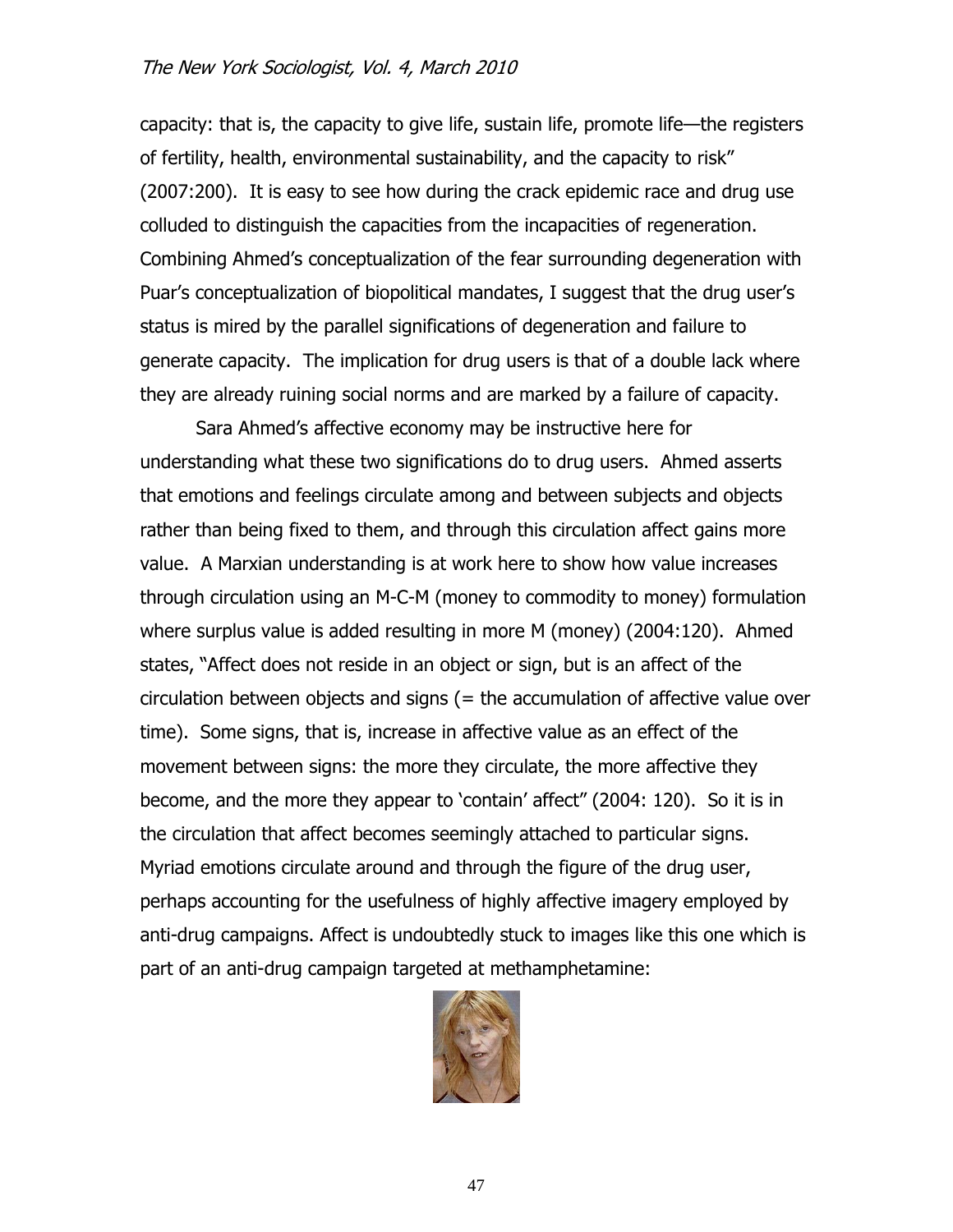capacity: that is, the capacity to give life, sustain life, promote life—the registers of fertility, health, environmental sustainability, and the capacity to risk" (2007:200). It is easy to see how during the crack epidemic race and drug use colluded to distinguish the capacities from the incapacities of regeneration. Combining Ahmed's conceptualization of the fear surrounding degeneration with Puar's conceptualization of biopolitical mandates, I suggest that the drug user's status is mired by the parallel significations of degeneration and failure to generate capacity. The implication for drug users is that of a double lack where they are already ruining social norms and are marked by a failure of capacity.

Sara Ahmed's affective economy may be instructive here for understanding what these two significations do to drug users. Ahmed asserts that emotions and feelings circulate among and between subjects and objects rather than being fixed to them, and through this circulation affect gains more value. A Marxian understanding is at work here to show how value increases through circulation using an M-C-M (money to commodity to money) formulation where surplus value is added resulting in more M (money) (2004:120). Ahmed states, "Affect does not reside in an object or sign, but is an affect of the circulation between objects and signs (= the accumulation of affective value over time). Some signs, that is, increase in affective value as an effect of the movement between signs: the more they circulate, the more affective they become, and the more they appear to 'contain' affect" (2004: 120). So it is in the circulation that affect becomes seemingly attached to particular signs. Myriad emotions circulate around and through the figure of the drug user, perhaps accounting for the usefulness of highly affective imagery employed by anti-drug campaigns. Affect is undoubtedly stuck to images like this one which is part of an anti-drug campaign targeted at methamphetamine: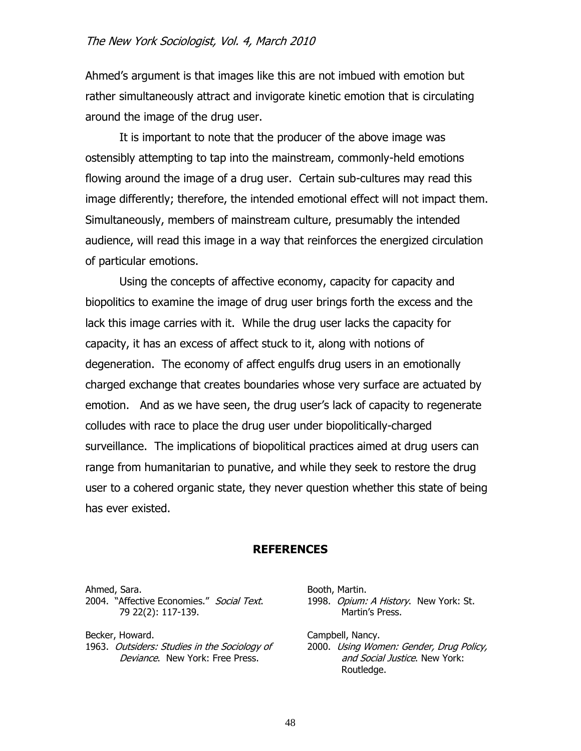Ahmed's argument is that images like this are not imbued with emotion but rather simultaneously attract and invigorate kinetic emotion that is circulating around the image of the drug user.

It is important to note that the producer of the above image was ostensibly attempting to tap into the mainstream, commonly-held emotions flowing around the image of a drug user. Certain sub-cultures may read this image differently; therefore, the intended emotional effect will not impact them. Simultaneously, members of mainstream culture, presumably the intended audience, will read this image in a way that reinforces the energized circulation of particular emotions.

Using the concepts of affective economy, capacity for capacity and biopolitics to examine the image of drug user brings forth the excess and the lack this image carries with it. While the drug user lacks the capacity for capacity, it has an excess of affect stuck to it, along with notions of degeneration. The economy of affect engulfs drug users in an emotionally charged exchange that creates boundaries whose very surface are actuated by emotion. And as we have seen, the drug user's lack of capacity to regenerate colludes with race to place the drug user under biopolitically-charged surveillance. The implications of biopolitical practices aimed at drug users can range from humanitarian to punative, and while they seek to restore the drug user to a cohered organic state, they never question whether this state of being has ever existed.

## REFERENCES

Ahmed, Sara.
2004. "Affective Economies." *Social Text*. 79 22(2): 117-139.

Becker, Howard.
1963. *Outsiders: Studies in the Sociology of Deviance*. New York: Free Press.

Booth, Martin.
1998. *Opium: A History*. New York: St. Martin's Press.

Campbell, Nancy.
2000. *Using Women: Gender, Drug Policy, and Social Justice*. New York: Routledge.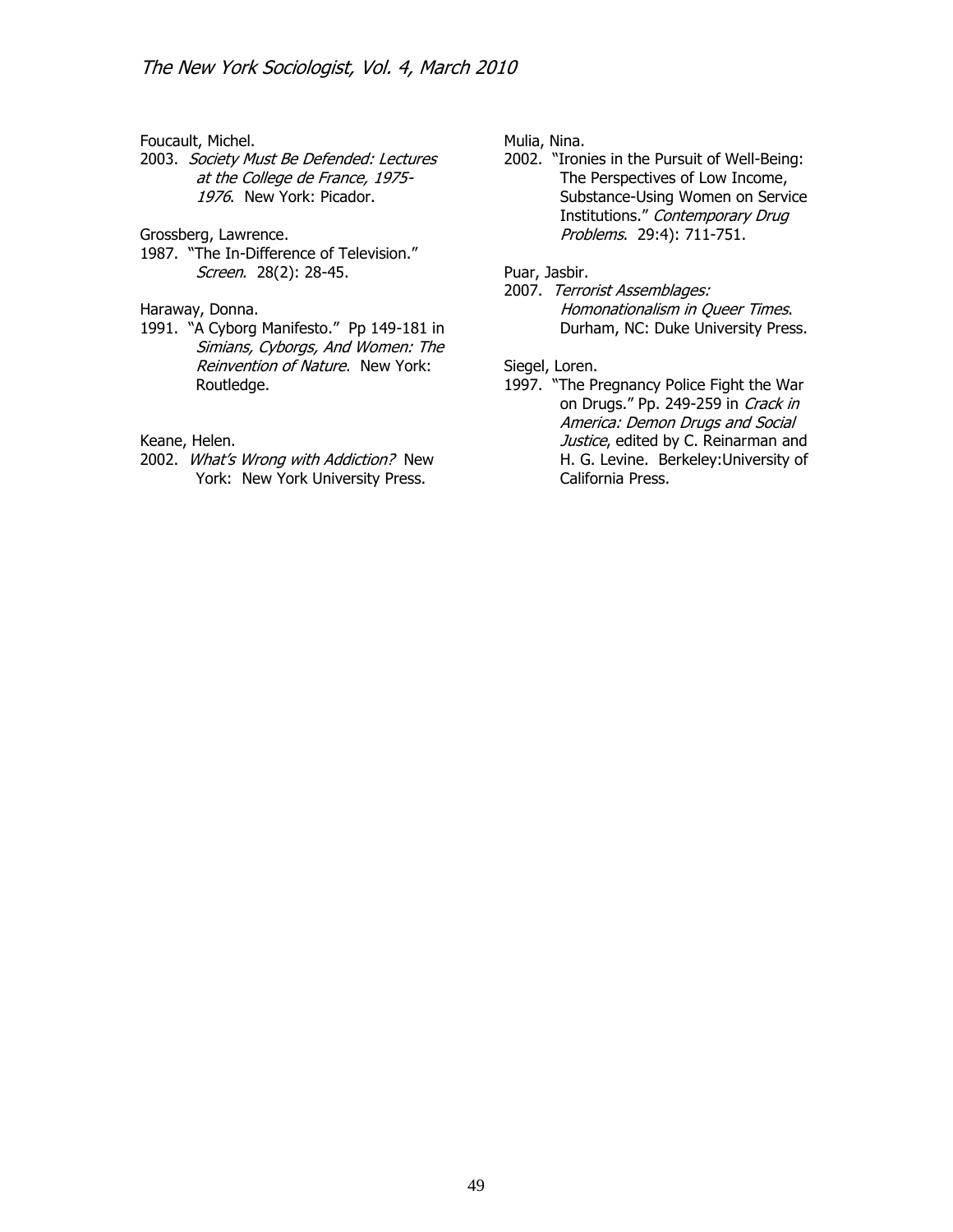Foucault, Michel.

2003. *Society Must Be Defended: Lectures at the College de France, 1975-1976*. New York: Picador.

Grossberg, Lawrence.

1987. "The In-Difference of Television." *Screen*. 28(2): 28-45.

Haraway, Donna.

1991. "A Cyborg Manifesto." Pp 149-181 in *Simians, Cyborgs, And Women: The Reinvention of Nature*. New York: Routledge.

Keane, Helen.

2002. *What's Wrong with Addiction?* New York: New York University Press.

Mulia, Nina.

2002. "Ironies in the Pursuit of Well-Being: The Perspectives of Low Income, Substance-Using Women on Service Institutions." *Contemporary Drug Problems*. 29:4): 711-751.

Puar, Jasbir.

2007. *Terrorist Assemblages: Homonationalism in Queer Times*. Durham, NC: Duke University Press.

Siegel, Loren.

1997. "The Pregnancy Police Fight the War on Drugs." Pp. 249-259 in *Crack in America: Demon Drugs and Social Justice*, edited by C. Reinarman and H. G. Levine. Berkeley:University of California Press.